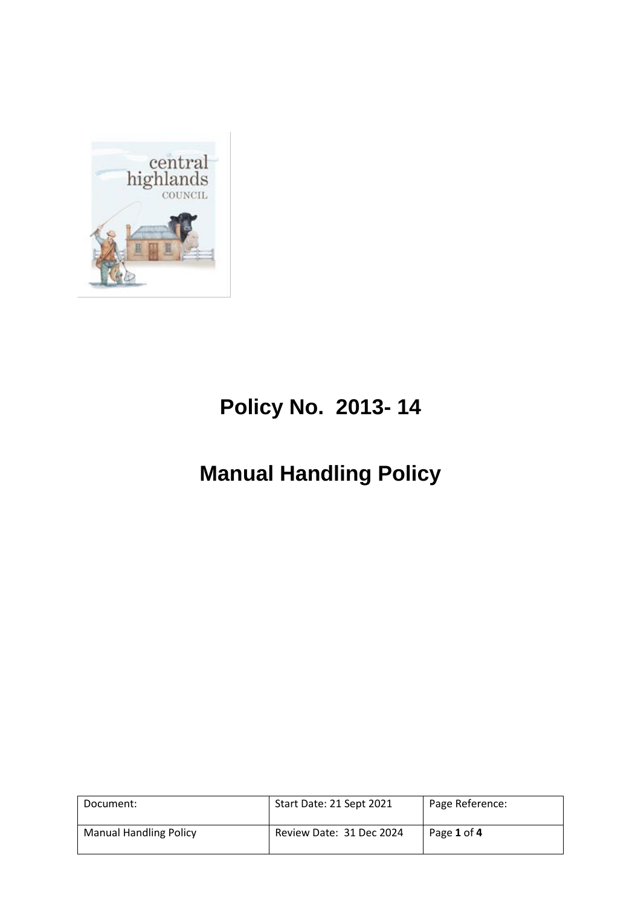# Policy No. 2013- 14

# Manual Handling Policy

| Document: | Start Date: 21 Sept 2021 | Page Reference: |
|---|---|---|
| Manual Handling Policy | Review Date: 31 Dec 2024 | Page **1** of **4** |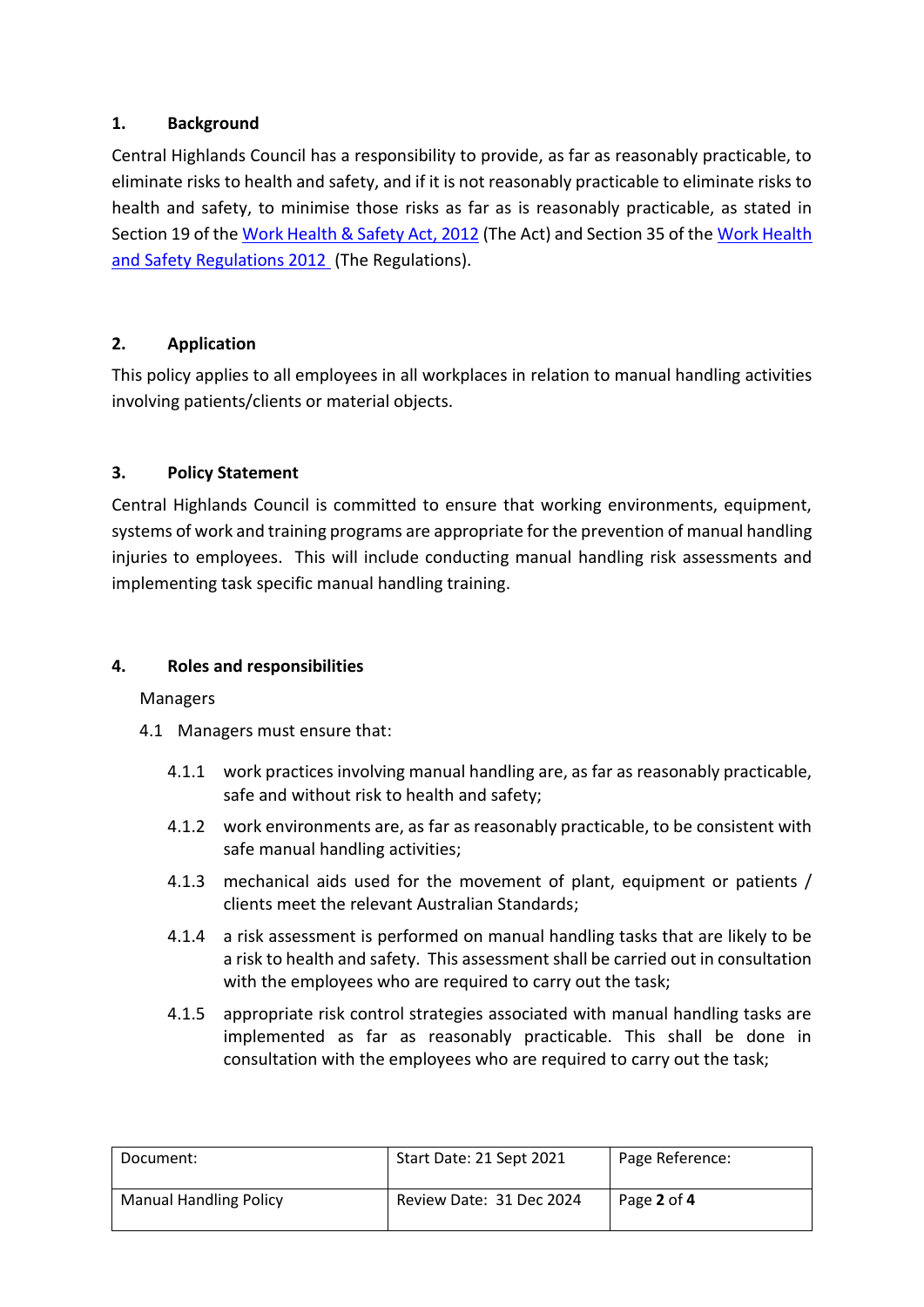## 1. Background

Central Highlands Council has a responsibility to provide, as far as reasonably practicable, to eliminate risks to health and safety, and if it is not reasonably practicable to eliminate risks to health and safety, to minimise those risks as far as is reasonably practicable, as stated in Section 19 of the Work Health & Safety Act, 2012 (The Act) and Section 35 of the Work Health and Safety Regulations 2012 (The Regulations).

## 2. Application

This policy applies to all employees in all workplaces in relation to manual handling activities involving patients/clients or material objects.

## 3. Policy Statement

Central Highlands Council is committed to ensure that working environments, equipment, systems of work and training programs are appropriate for the prevention of manual handling injuries to employees. This will include conducting manual handling risk assessments and implementing task specific manual handling training.

## 4. Roles and responsibilities

Managers

4.1 Managers must ensure that:

4.1.1 work practices involving manual handling are, as far as reasonably practicable, safe and without risk to health and safety;

4.1.2 work environments are, as far as reasonably practicable, to be consistent with safe manual handling activities;

4.1.3 mechanical aids used for the movement of plant, equipment or patients / clients meet the relevant Australian Standards;

4.1.4 a risk assessment is performed on manual handling tasks that are likely to be a risk to health and safety. This assessment shall be carried out in consultation with the employees who are required to carry out the task;

4.1.5 appropriate risk control strategies associated with manual handling tasks are implemented as far as reasonably practicable. This shall be done in consultation with the employees who are required to carry out the task;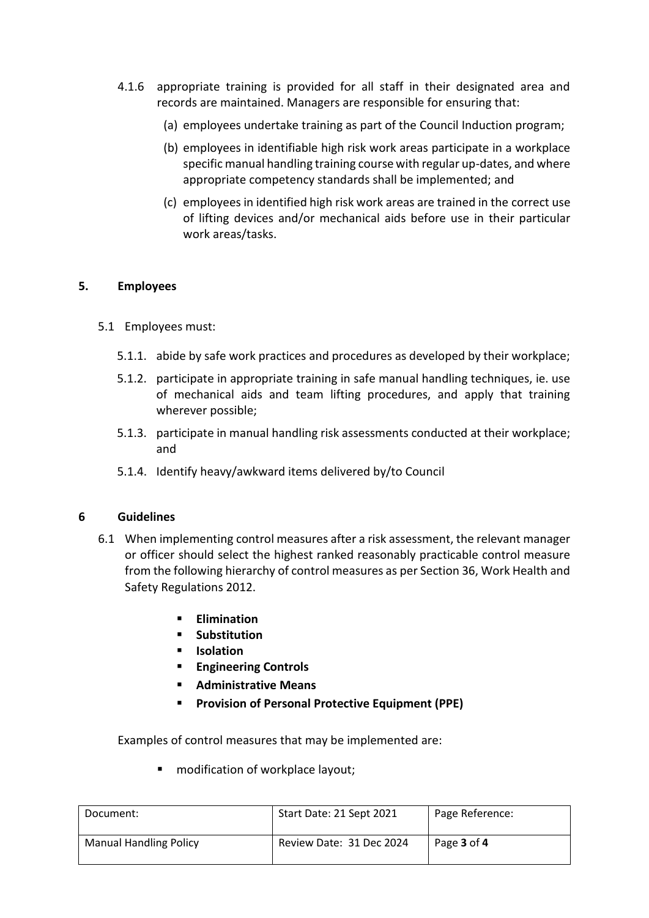4.1.6 appropriate training is provided for all staff in their designated area and records are maintained. Managers are responsible for ensuring that:

(a) employees undertake training as part of the Council Induction program;

(b) employees in identifiable high risk work areas participate in a workplace specific manual handling training course with regular up-dates, and where appropriate competency standards shall be implemented; and

(c) employees in identified high risk work areas are trained in the correct use of lifting devices and/or mechanical aids before use in their particular work areas/tasks.

## 5. Employees

5.1 Employees must:

5.1.1. abide by safe work practices and procedures as developed by their workplace;

5.1.2. participate in appropriate training in safe manual handling techniques, ie. use of mechanical aids and team lifting procedures, and apply that training wherever possible;

5.1.3. participate in manual handling risk assessments conducted at their workplace; and

5.1.4. Identify heavy/awkward items delivered by/to Council

## 6 Guidelines

6.1 When implementing control measures after a risk assessment, the relevant manager or officer should select the highest ranked reasonably practicable control measure from the following hierarchy of control measures as per Section 36, Work Health and Safety Regulations 2012.

- **Elimination**
- **Substitution**
- **Isolation**
- **Engineering Controls**
- **Administrative Means**
- **Provision of Personal Protective Equipment (PPE)**

Examples of control measures that may be implemented are:

- modification of workplace layout;

| Document: | Start Date: 21 Sept 2021 | Page Reference: |
|---|---|---|
| Manual Handling Policy | Review Date: 31 Dec 2024 | Page **3** of **4** |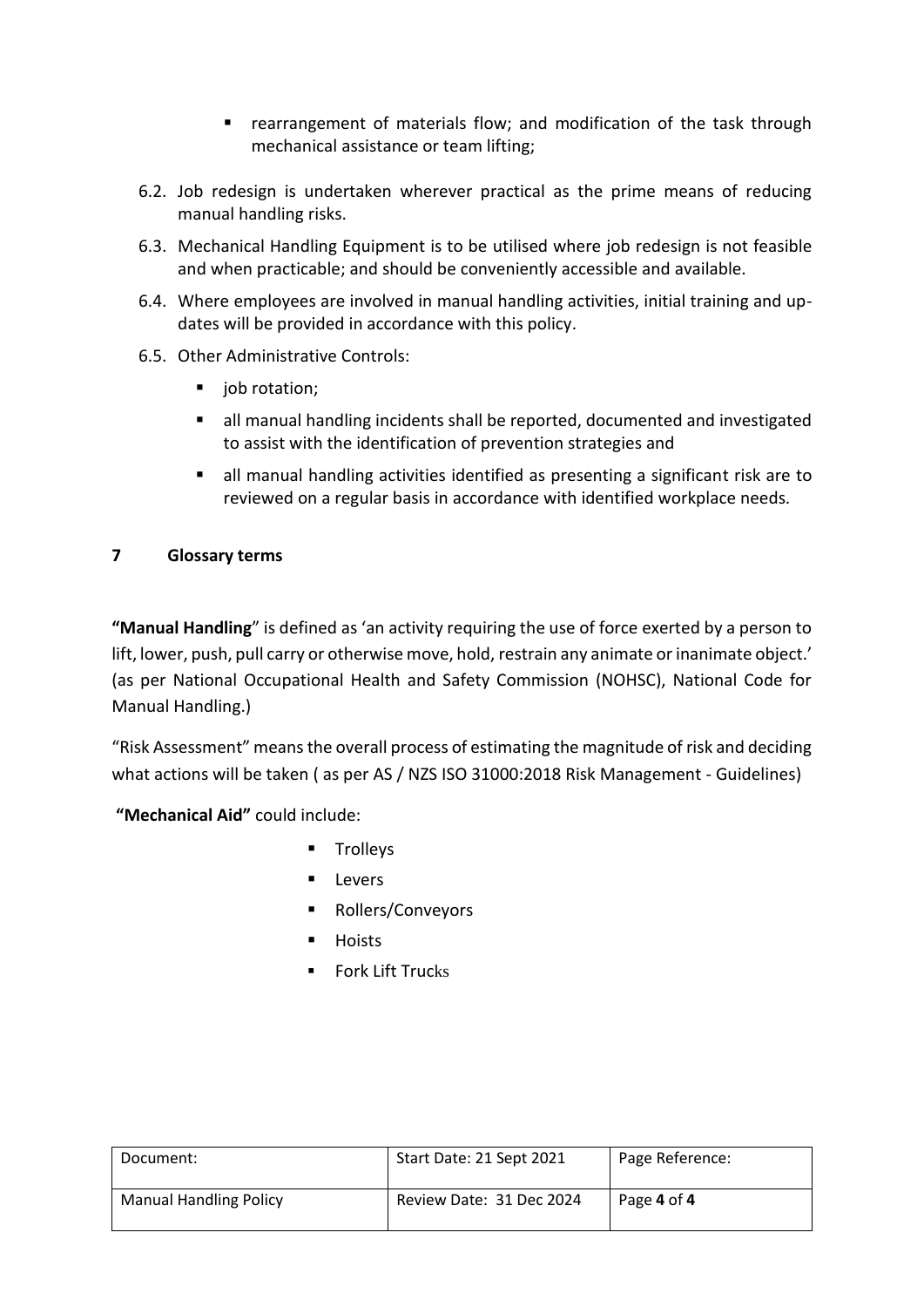- rearrangement of materials flow; and modification of the task through mechanical assistance or team lifting;

6.2. Job redesign is undertaken wherever practical as the prime means of reducing manual handling risks.

6.3. Mechanical Handling Equipment is to be utilised where job redesign is not feasible and when practicable; and should be conveniently accessible and available.

6.4. Where employees are involved in manual handling activities, initial training and up-dates will be provided in accordance with this policy.

6.5. Other Administrative Controls:

- job rotation;
- all manual handling incidents shall be reported, documented and investigated to assist with the identification of prevention strategies and
- all manual handling activities identified as presenting a significant risk are to reviewed on a regular basis in accordance with identified workplace needs.

## 7 Glossary terms

**"Manual Handling**" is defined as 'an activity requiring the use of force exerted by a person to lift, lower, push, pull carry or otherwise move, hold, restrain any animate or inanimate object.' (as per National Occupational Health and Safety Commission (NOHSC), National Code for Manual Handling.)

"Risk Assessment" means the overall process of estimating the magnitude of risk and deciding what actions will be taken ( as per AS / NZS ISO 31000:2018 Risk Management - Guidelines)

**"Mechanical Aid"** could include:

- Trolleys
- Levers
- Rollers/Conveyors
- Hoists
- Fork Lift Trucks